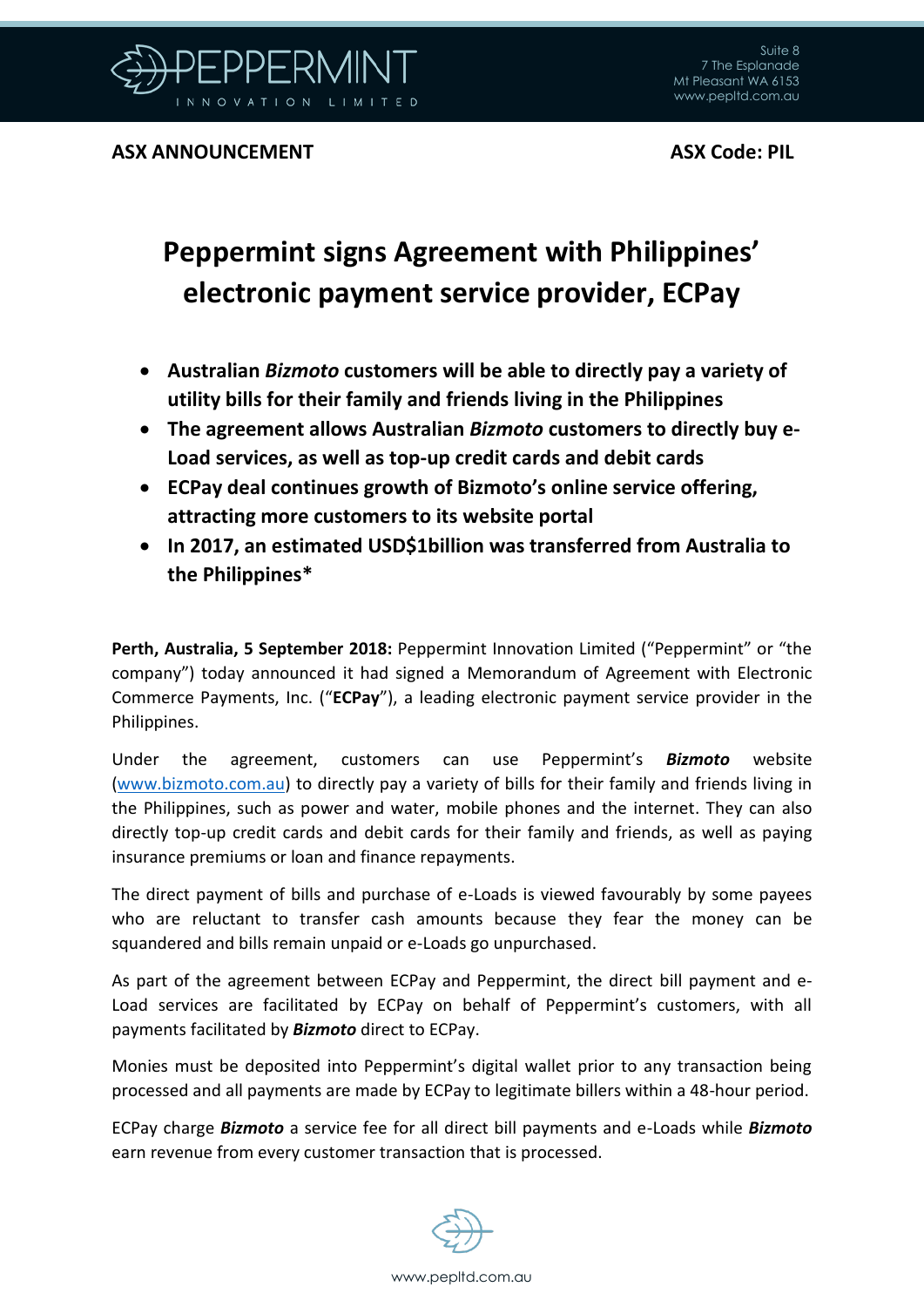**ASX ANNOUNCEMENT** **ASX Code: PIL**

# Peppermint signs Agreement with Philippines' electronic payment service provider, ECPay

- **Australian *Bizmoto* customers will be able to directly pay a variety of utility bills for their family and friends living in the Philippines**
- **The agreement allows Australian *Bizmoto* customers to directly buy e-Load services, as well as top-up credit cards and debit cards**
- **ECPay deal continues growth of Bizmoto's online service offering, attracting more customers to its website portal**
- **In 2017, an estimated USD$1billion was transferred from Australia to the Philippines***

**Perth, Australia, 5 September 2018:** Peppermint Innovation Limited ("Peppermint" or "the company") today announced it had signed a Memorandum of Agreement with Electronic Commerce Payments, Inc. ("**ECPay**"), a leading electronic payment service provider in the Philippines.

Under the agreement, customers can use Peppermint's ***Bizmoto*** website (www.bizmoto.com.au) to directly pay a variety of bills for their family and friends living in the Philippines, such as power and water, mobile phones and the internet. They can also directly top-up credit cards and debit cards for their family and friends, as well as paying insurance premiums or loan and finance repayments.

The direct payment of bills and purchase of e-Loads is viewed favourably by some payees who are reluctant to transfer cash amounts because they fear the money can be squandered and bills remain unpaid or e-Loads go unpurchased.

As part of the agreement between ECPay and Peppermint, the direct bill payment and e-Load services are facilitated by ECPay on behalf of Peppermint's customers, with all payments facilitated by ***Bizmoto*** direct to ECPay.

Monies must be deposited into Peppermint's digital wallet prior to any transaction being processed and all payments are made by ECPay to legitimate billers within a 48-hour period.

ECPay charge ***Bizmoto*** a service fee for all direct bill payments and e-Loads while ***Bizmoto*** earn revenue from every customer transaction that is processed.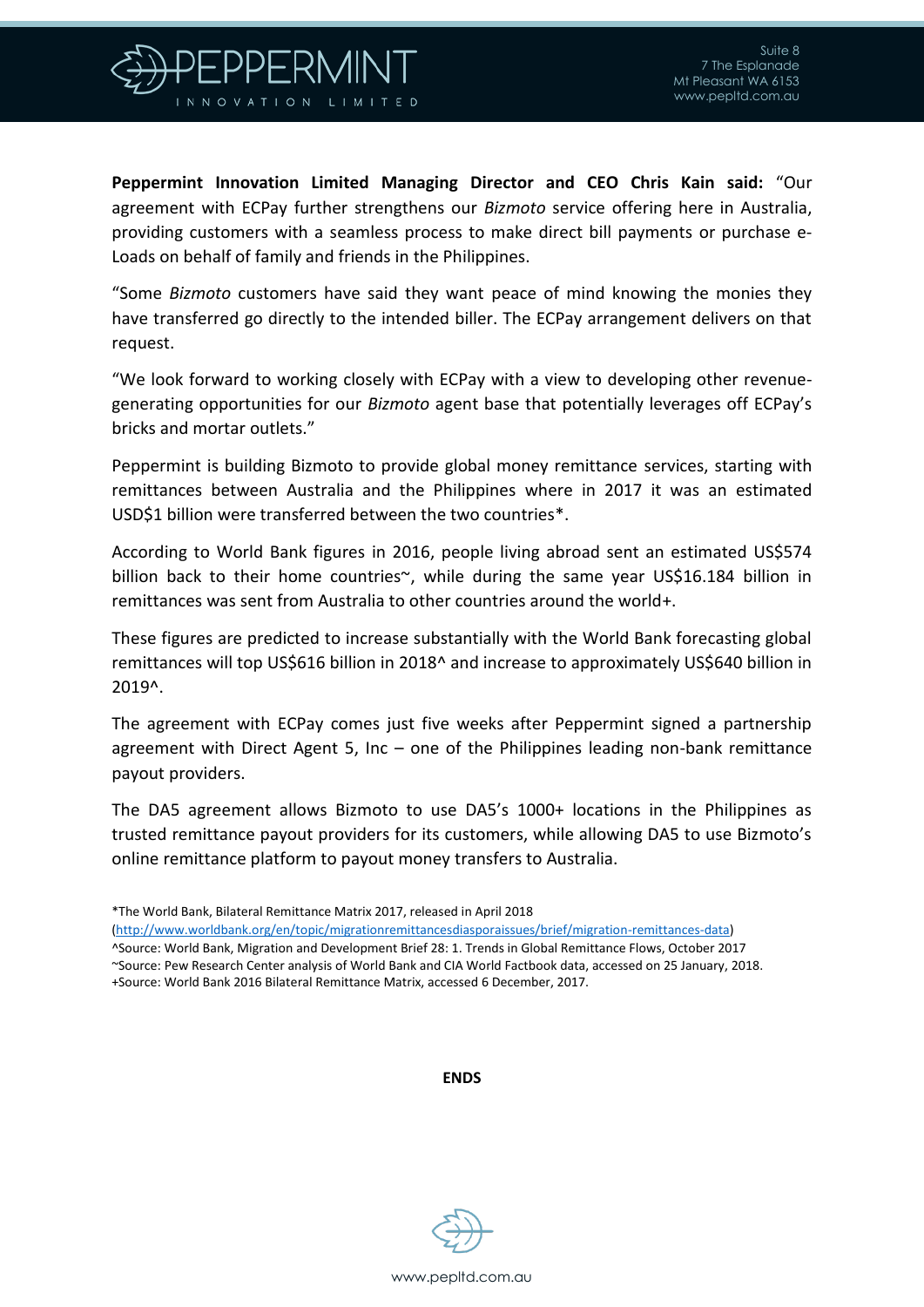**Peppermint Innovation Limited Managing Director and CEO Chris Kain said:** "Our agreement with ECPay further strengthens our *Bizmoto* service offering here in Australia, providing customers with a seamless process to make direct bill payments or purchase e-Loads on behalf of family and friends in the Philippines.

"Some *Bizmoto* customers have said they want peace of mind knowing the monies they have transferred go directly to the intended biller. The ECPay arrangement delivers on that request.

"We look forward to working closely with ECPay with a view to developing other revenue-generating opportunities for our *Bizmoto* agent base that potentially leverages off ECPay's bricks and mortar outlets."

Peppermint is building Bizmoto to provide global money remittance services, starting with remittances between Australia and the Philippines where in 2017 it was an estimated USD$1 billion were transferred between the two countries*.

According to World Bank figures in 2016, people living abroad sent an estimated US$574 billion back to their home countries~, while during the same year US$16.184 billion in remittances was sent from Australia to other countries around the world+.

These figures are predicted to increase substantially with the World Bank forecasting global remittances will top US$616 billion in 2018^ and increase to approximately US$640 billion in 2019^.

The agreement with ECPay comes just five weeks after Peppermint signed a partnership agreement with Direct Agent 5, Inc – one of the Philippines leading non-bank remittance payout providers.

The DA5 agreement allows Bizmoto to use DA5's 1000+ locations in the Philippines as trusted remittance payout providers for its customers, while allowing DA5 to use Bizmoto's online remittance platform to payout money transfers to Australia.

*The World Bank, Bilateral Remittance Matrix 2017, released in April 2018 (http://www.worldbank.org/en/topic/migrationremittancesdiasporaissues/brief/migration-remittances-data)
^Source: World Bank, Migration and Development Brief 28: 1. Trends in Global Remittance Flows, October 2017
~Source: Pew Research Center analysis of World Bank and CIA World Factbook data, accessed on 25 January, 2018.
+Source: World Bank 2016 Bilateral Remittance Matrix, accessed 6 December, 2017.

**ENDS**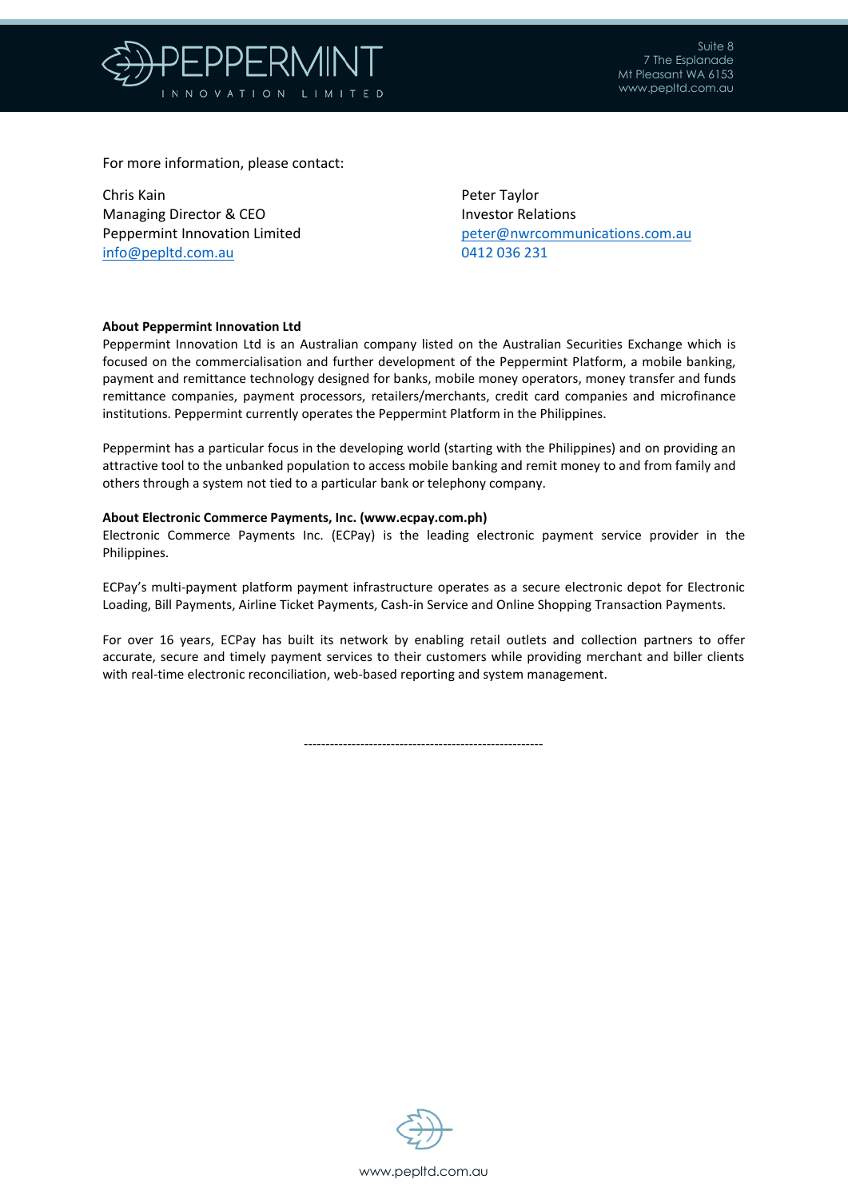For more information, please contact:

Chris Kain
Managing Director & CEO
Peppermint Innovation Limited
info@pepltd.com.au

Peter Taylor
Investor Relations
peter@nwrcommunications.com.au
0412 036 231

**About Peppermint Innovation Ltd**

Peppermint Innovation Ltd is an Australian company listed on the Australian Securities Exchange which is focused on the commercialisation and further development of the Peppermint Platform, a mobile banking, payment and remittance technology designed for banks, mobile money operators, money transfer and funds remittance companies, payment processors, retailers/merchants, credit card companies and microfinance institutions. Peppermint currently operates the Peppermint Platform in the Philippines.

Peppermint has a particular focus in the developing world (starting with the Philippines) and on providing an attractive tool to the unbanked population to access mobile banking and remit money to and from family and others through a system not tied to a particular bank or telephony company.

**About Electronic Commerce Payments, Inc. (www.ecpay.com.ph)**

Electronic Commerce Payments Inc. (ECPay) is the leading electronic payment service provider in the Philippines.

ECPay's multi-payment platform payment infrastructure operates as a secure electronic depot for Electronic Loading, Bill Payments, Airline Ticket Payments, Cash-in Service and Online Shopping Transaction Payments.

For over 16 years, ECPay has built its network by enabling retail outlets and collection partners to offer accurate, secure and timely payment services to their customers while providing merchant and biller clients with real-time electronic reconciliation, web-based reporting and system management.

-------------------------------------------------------